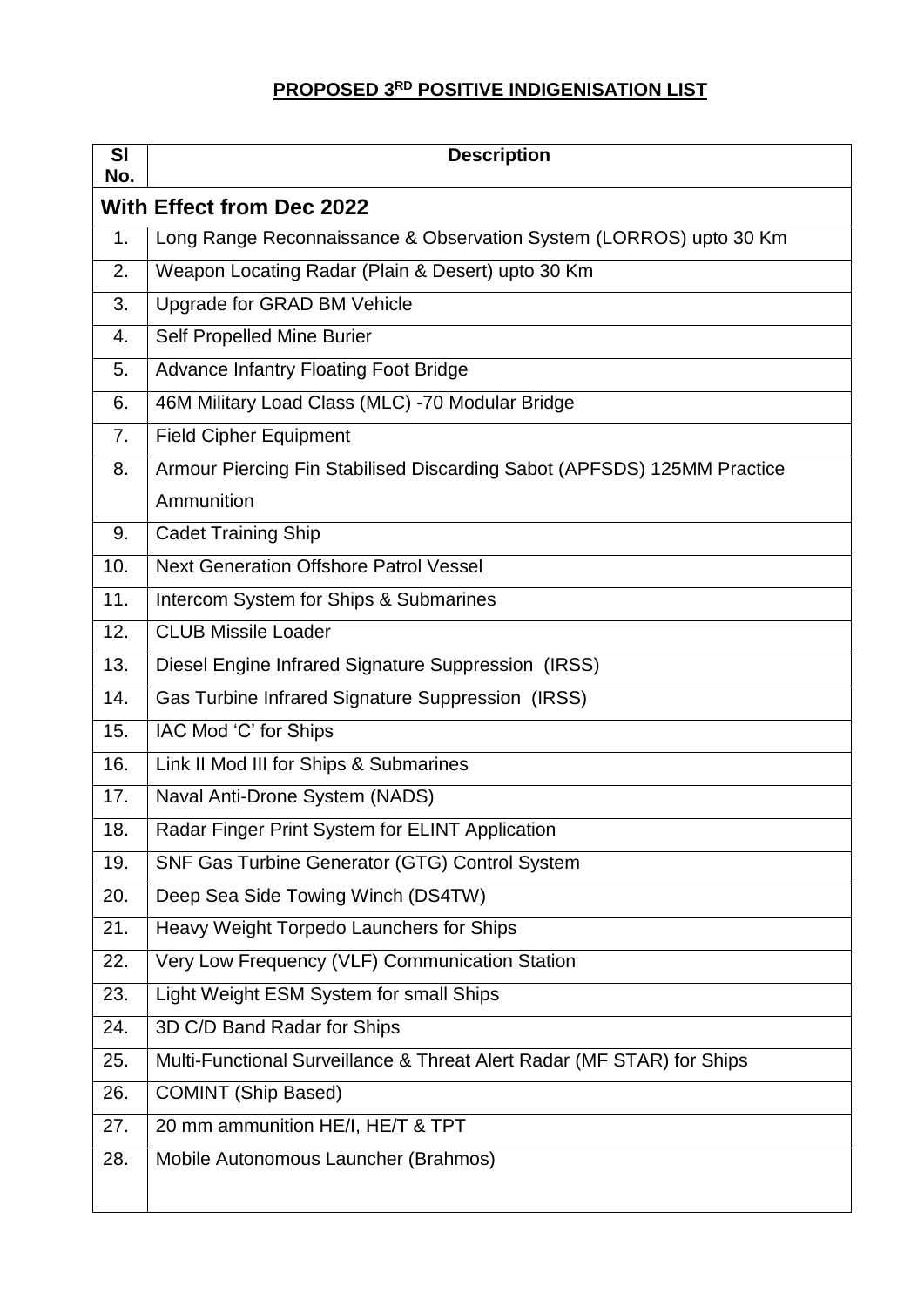# PROPOSED 3RD POSITIVE INDIGENISATION LIST

| Sl No. | Description |
|---|---|
| **With Effect from Dec 2022** | |
| 1. | Long Range Reconnaissance & Observation System (LORROS) upto 30 Km |
| 2. | Weapon Locating Radar (Plain & Desert) upto 30 Km |
| 3. | Upgrade for GRAD BM Vehicle |
| 4. | Self Propelled Mine Burier |
| 5. | Advance Infantry Floating Foot Bridge |
| 6. | 46M Military Load Class (MLC) -70 Modular Bridge |
| 7. | Field Cipher Equipment |
| 8. | Armour Piercing Fin Stabilised Discarding Sabot (APFSDS) 125MM Practice Ammunition |
| 9. | Cadet Training Ship |
| 10. | Next Generation Offshore Patrol Vessel |
| 11. | Intercom System for Ships & Submarines |
| 12. | CLUB Missile Loader |
| 13. | Diesel Engine Infrared Signature Suppression (IRSS) |
| 14. | Gas Turbine Infrared Signature Suppression (IRSS) |
| 15. | IAC Mod 'C' for Ships |
| 16. | Link II Mod III for Ships & Submarines |
| 17. | Naval Anti-Drone System (NADS) |
| 18. | Radar Finger Print System for ELINT Application |
| 19. | SNF Gas Turbine Generator (GTG) Control System |
| 20. | Deep Sea Side Towing Winch (DS4TW) |
| 21. | Heavy Weight Torpedo Launchers for Ships |
| 22. | Very Low Frequency (VLF) Communication Station |
| 23. | Light Weight ESM System for small Ships |
| 24. | 3D C/D Band Radar for Ships |
| 25. | Multi-Functional Surveillance & Threat Alert Radar (MF STAR) for Ships |
| 26. | COMINT (Ship Based) |
| 27. | 20 mm ammunition HE/I, HE/T & TPT |
| 28. | Mobile Autonomous Launcher (Brahmos) |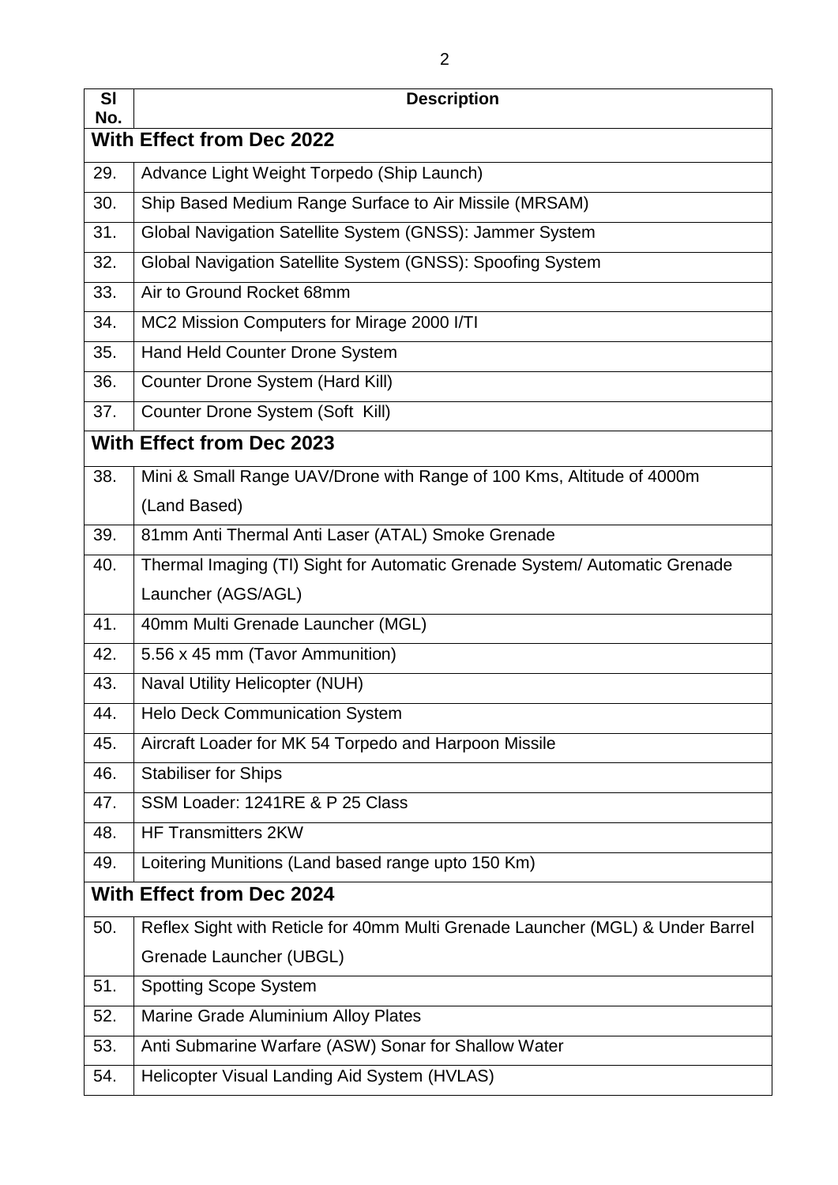| Sl No. | Description |
|---|---|
| **With Effect from Dec 2022** | |
| 29. | Advance Light Weight Torpedo (Ship Launch) |
| 30. | Ship Based Medium Range Surface to Air Missile (MRSAM) |
| 31. | Global Navigation Satellite System (GNSS): Jammer System |
| 32. | Global Navigation Satellite System (GNSS): Spoofing System |
| 33. | Air to Ground Rocket 68mm |
| 34. | MC2 Mission Computers for Mirage 2000 I/TI |
| 35. | Hand Held Counter Drone System |
| 36. | Counter Drone System (Hard Kill) |
| 37. | Counter Drone System (Soft Kill) |
| **With Effect from Dec 2023** | |
| 38. | Mini & Small Range UAV/Drone with Range of 100 Kms, Altitude of 4000m (Land Based) |
| 39. | 81mm Anti Thermal Anti Laser (ATAL) Smoke Grenade |
| 40. | Thermal Imaging (TI) Sight for Automatic Grenade System/ Automatic Grenade Launcher (AGS/AGL) |
| 41. | 40mm Multi Grenade Launcher (MGL) |
| 42. | 5.56 x 45 mm (Tavor Ammunition) |
| 43. | Naval Utility Helicopter (NUH) |
| 44. | Helo Deck Communication System |
| 45. | Aircraft Loader for MK 54 Torpedo and Harpoon Missile |
| 46. | Stabiliser for Ships |
| 47. | SSM Loader: 1241RE & P 25 Class |
| 48. | HF Transmitters 2KW |
| 49. | Loitering Munitions (Land based range upto 150 Km) |
| **With Effect from Dec 2024** | |
| 50. | Reflex Sight with Reticle for 40mm Multi Grenade Launcher (MGL) & Under Barrel Grenade Launcher (UBGL) |
| 51. | Spotting Scope System |
| 52. | Marine Grade Aluminium Alloy Plates |
| 53. | Anti Submarine Warfare (ASW) Sonar for Shallow Water |
| 54. | Helicopter Visual Landing Aid System (HVLAS) |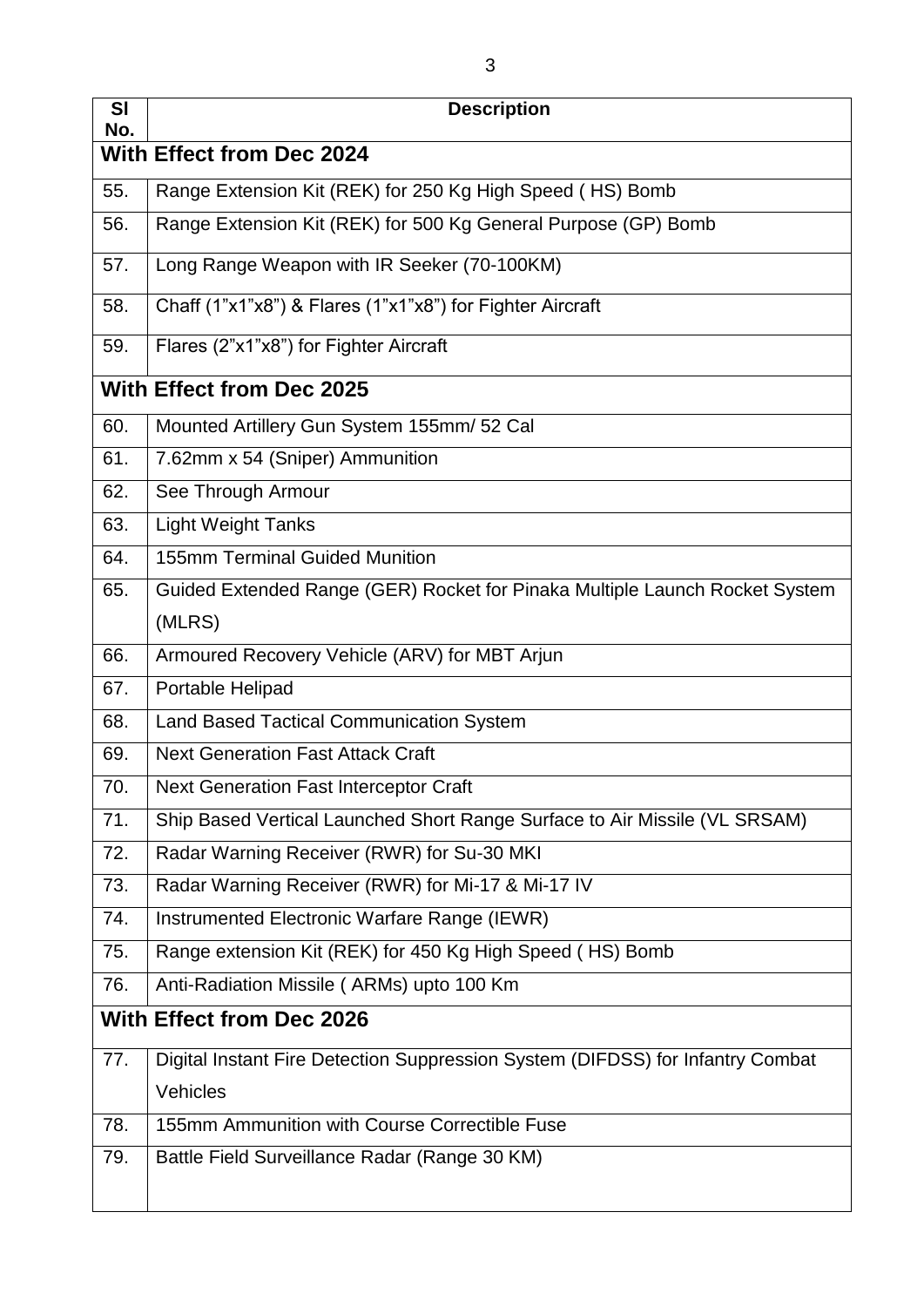| Sl No. | Description |
|---|---|
| **With Effect from Dec 2024** | |
| 55. | Range Extension Kit (REK) for 250 Kg High Speed ( HS) Bomb |
| 56. | Range Extension Kit (REK) for 500 Kg General Purpose (GP) Bomb |
| 57. | Long Range Weapon with IR Seeker (70-100KM) |
| 58. | Chaff (1"x1"x8") & Flares (1"x1"x8") for Fighter Aircraft |
| 59. | Flares (2"x1"x8") for Fighter Aircraft |
| **With Effect from Dec 2025** | |
| 60. | Mounted Artillery Gun System 155mm/ 52 Cal |
| 61. | 7.62mm x 54 (Sniper) Ammunition |
| 62. | See Through Armour |
| 63. | Light Weight Tanks |
| 64. | 155mm Terminal Guided Munition |
| 65. | Guided Extended Range (GER) Rocket for Pinaka Multiple Launch Rocket System (MLRS) |
| 66. | Armoured Recovery Vehicle (ARV) for MBT Arjun |
| 67. | Portable Helipad |
| 68. | Land Based Tactical Communication System |
| 69. | Next Generation Fast Attack Craft |
| 70. | Next Generation Fast Interceptor Craft |
| 71. | Ship Based Vertical Launched Short Range Surface to Air Missile (VL SRSAM) |
| 72. | Radar Warning Receiver (RWR) for Su-30 MKI |
| 73. | Radar Warning Receiver (RWR) for Mi-17 & Mi-17 IV |
| 74. | Instrumented Electronic Warfare Range (IEWR) |
| 75. | Range extension Kit (REK) for 450 Kg High Speed ( HS) Bomb |
| 76. | Anti-Radiation Missile ( ARMs) upto 100 Km |
| **With Effect from Dec 2026** | |
| 77. | Digital Instant Fire Detection Suppression System (DIFDSS) for Infantry Combat Vehicles |
| 78. | 155mm Ammunition with Course Correctible Fuse |
| 79. | Battle Field Surveillance Radar (Range 30 KM) |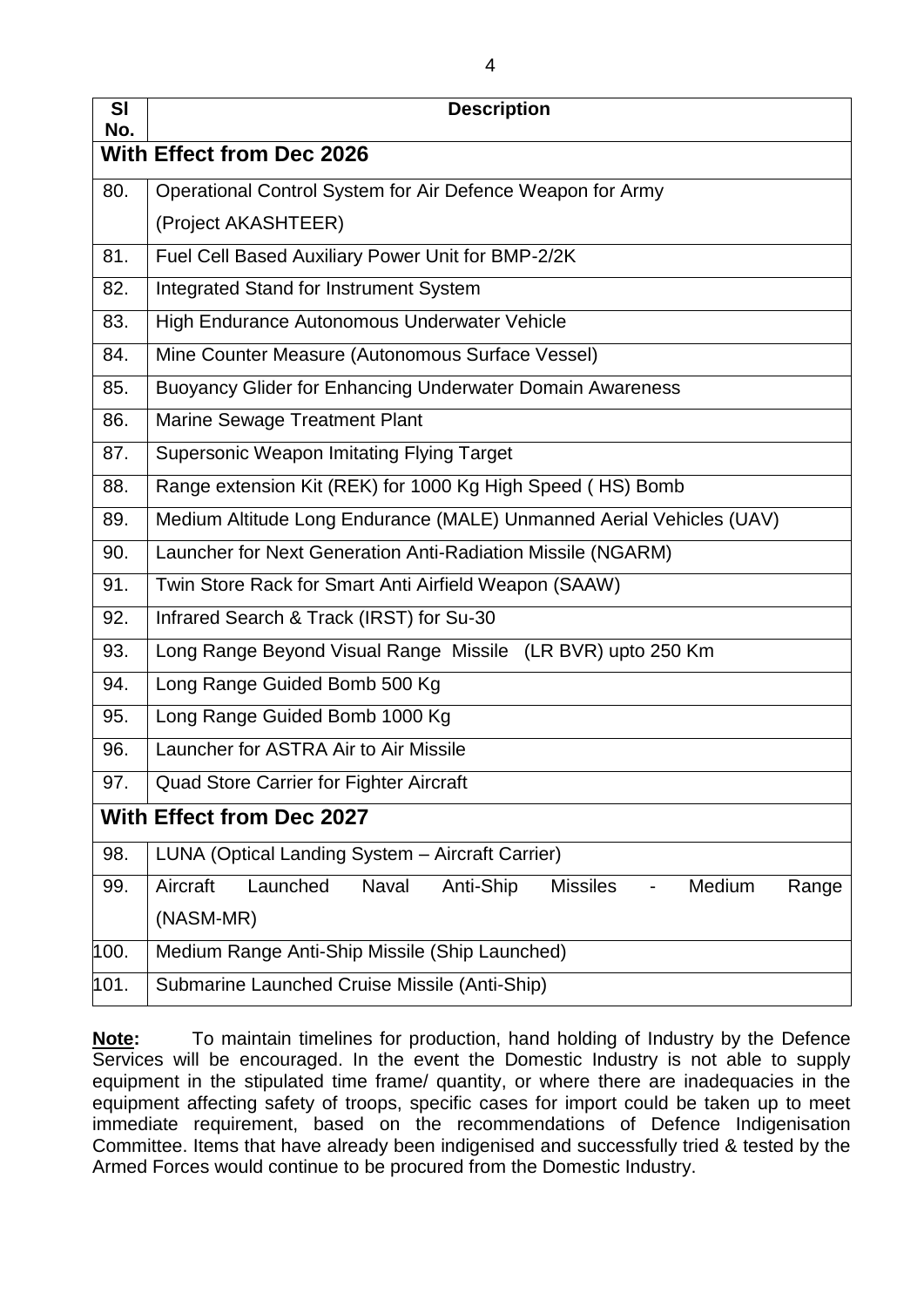| Sl No. | Description |
|---|---|
| **With Effect from Dec 2026** | |
| 80. | Operational Control System for Air Defence Weapon for Army (Project AKASHTEER) |
| 81. | Fuel Cell Based Auxiliary Power Unit for BMP-2/2K |
| 82. | Integrated Stand for Instrument System |
| 83. | High Endurance Autonomous Underwater Vehicle |
| 84. | Mine Counter Measure (Autonomous Surface Vessel) |
| 85. | Buoyancy Glider for Enhancing Underwater Domain Awareness |
| 86. | Marine Sewage Treatment Plant |
| 87. | Supersonic Weapon Imitating Flying Target |
| 88. | Range extension Kit (REK) for 1000 Kg High Speed ( HS) Bomb |
| 89. | Medium Altitude Long Endurance (MALE) Unmanned Aerial Vehicles (UAV) |
| 90. | Launcher for Next Generation Anti-Radiation Missile (NGARM) |
| 91. | Twin Store Rack for Smart Anti Airfield Weapon (SAAW) |
| 92. | Infrared Search & Track (IRST) for Su-30 |
| 93. | Long Range Beyond Visual Range Missile (LR BVR) upto 250 Km |
| 94. | Long Range Guided Bomb 500 Kg |
| 95. | Long Range Guided Bomb 1000 Kg |
| 96. | Launcher for ASTRA Air to Air Missile |
| 97. | Quad Store Carrier for Fighter Aircraft |
| **With Effect from Dec 2027** | |
| 98. | LUNA (Optical Landing System – Aircraft Carrier) |
| 99. | Aircraft Launched Naval Anti-Ship Missiles - Medium Range (NASM-MR) |
| 100. | Medium Range Anti-Ship Missile (Ship Launched) |
| 101. | Submarine Launched Cruise Missile (Anti-Ship) |

**Note:** To maintain timelines for production, hand holding of Industry by the Defence Services will be encouraged. In the event the Domestic Industry is not able to supply equipment in the stipulated time frame/ quantity, or where there are inadequacies in the equipment affecting safety of troops, specific cases for import could be taken up to meet immediate requirement, based on the recommendations of Defence Indigenisation Committee. Items that have already been indigenised and successfully tried & tested by the Armed Forces would continue to be procured from the Domestic Industry.